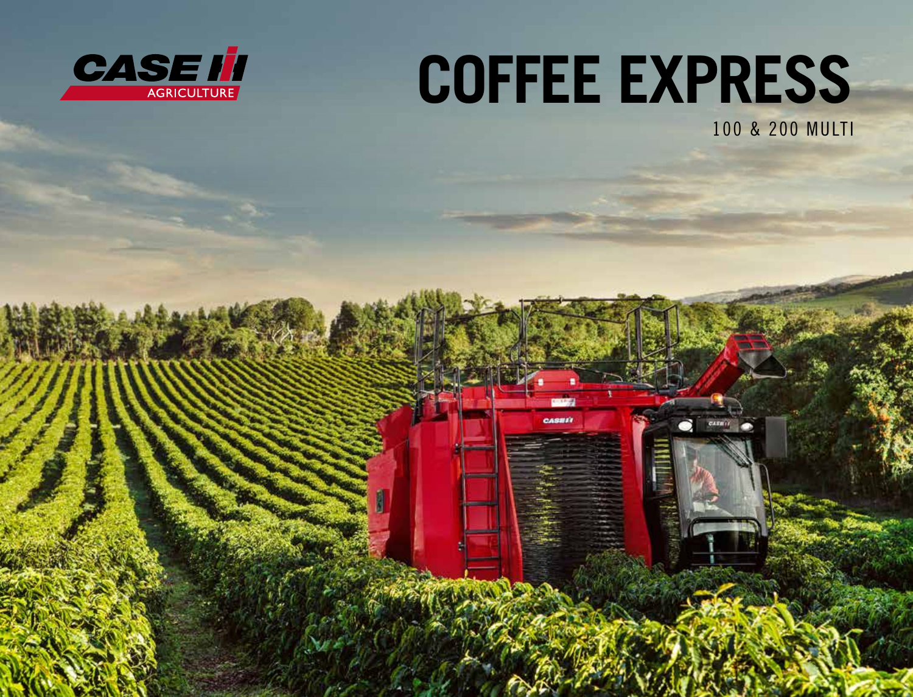CASE IH AGRICULTURE

# COFFEE EXPRESS

100 & 200 MULTI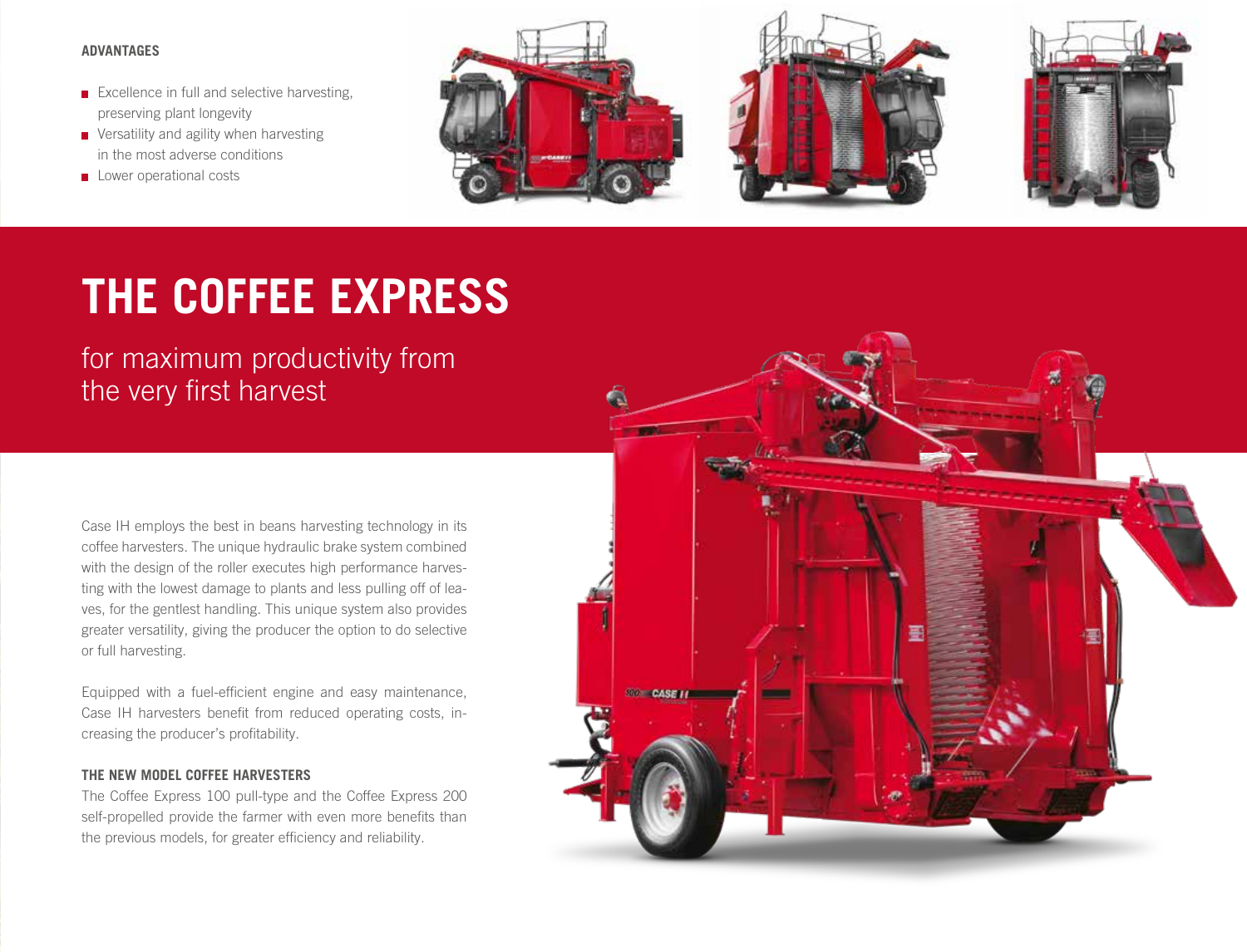**ADVANTAGES**

- Excellence in full and selective harvesting, preserving plant longevity
- Versatility and agility when harvesting in the most adverse conditions
- Lower operational costs

# THE COFFEE EXPRESS

## for maximum productivity from the very first harvest

Case IH employs the best in beans harvesting technology in its coffee harvesters. The unique hydraulic brake system combined with the design of the roller executes high performance harvesting with the lowest damage to plants and less pulling off of leaves, for the gentlest handling. This unique system also provides greater versatility, giving the producer the option to do selective or full harvesting.

Equipped with a fuel-efficient engine and easy maintenance, Case IH harvesters benefit from reduced operating costs, increasing the producer's profitability.

**THE NEW MODEL COFFEE HARVESTERS**

The Coffee Express 100 pull-type and the Coffee Express 200 self-propelled provide the farmer with even more benefits than the previous models, for greater efficiency and reliability.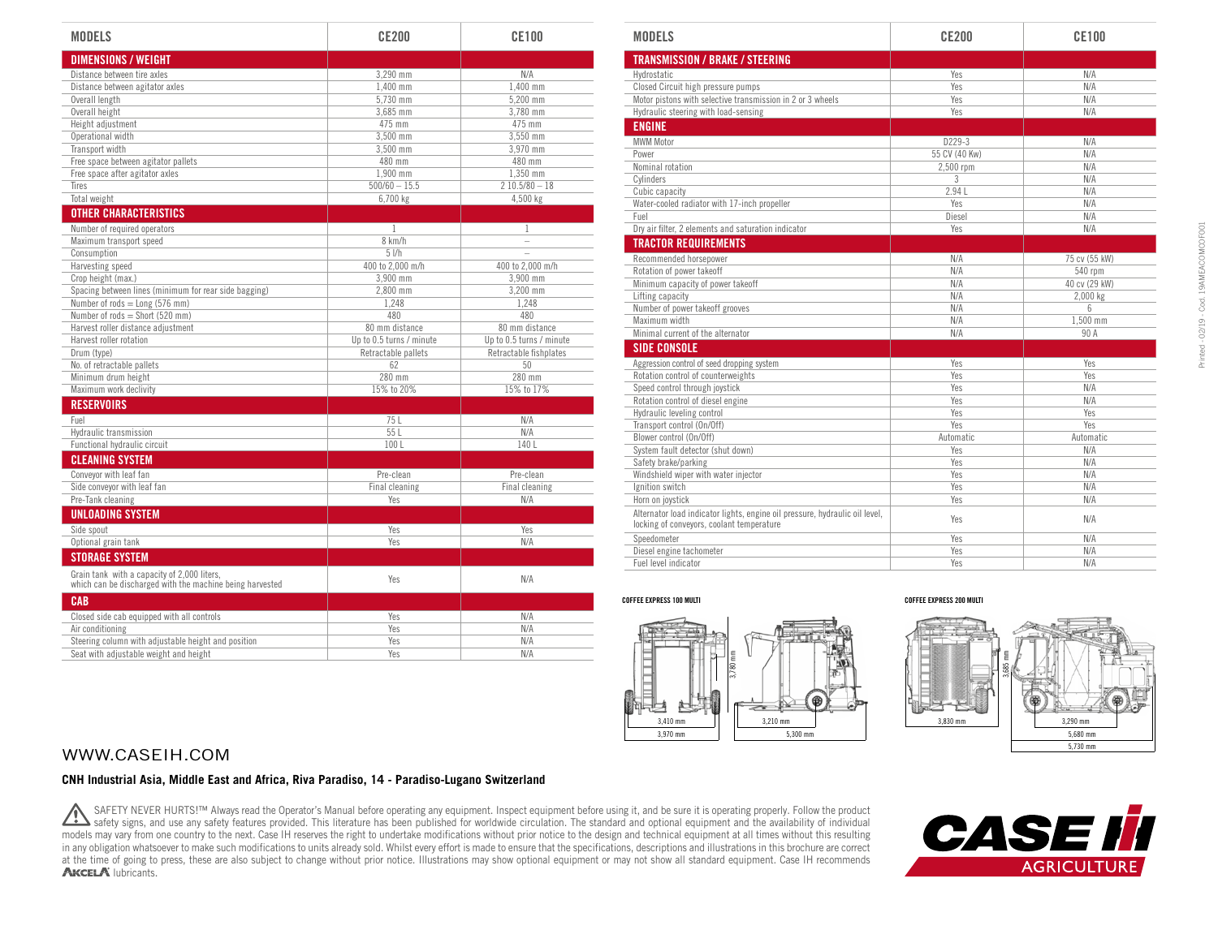| MODELS | CE200 | CE100 |
|---|---|---|
| **DIMENSIONS / WEIGHT** | | |
| Distance between tire axles | 3,290 mm | N/A |
| Distance between agitator axles | 1,400 mm | 1,400 mm |
| Overall length | 5,730 mm | 5,200 mm |
| Overall height | 3,685 mm | 3,780 mm |
| Height adjustment | 475 mm | 475 mm |
| Operational width | 3,500 mm | 3,550 mm |
| Transport width | 3,500 mm | 3,970 mm |
| Free space between agitator pallets | 480 mm | 480 mm |
| Free space after agitator axles | 1,900 mm | 1,350 mm |
| Tires | 500/60 – 15.5 | 2 10.5/80 – 18 |
| Total weight | 6,700 kg | 4,500 kg |
| **OTHER CHARACTERISTICS** | | |
| Number of required operators | 1 | 1 |
| Maximum transport speed | 8 km/h | – |
| Consumption | 5 l/h | – |
| Harvesting speed | 400 to 2,000 m/h | 400 to 2,000 m/h |
| Crop height (max.) | 3,900 mm | 3,900 mm |
| Spacing between lines (minimum for rear side bagging) | 2,800 mm | 3,200 mm |
| Number of rods = Long (576 mm) | 1,248 | 1,248 |
| Number of rods = Short (520 mm) | 480 | 480 |
| Harvest roller distance adjustment | 80 mm distance | 80 mm distance |
| Harvest roller rotation | Up to 0.5 turns / minute | Up to 0.5 turns / minute |
| Drum (type) | Retractable pallets | Retractable fishplates |
| No. of retractable pallets | 62 | 50 |
| Minimum drum height | 280 mm | 280 mm |
| Maximum work declivity | 15% to 20% | 15% to 17% |
| **RESERVOIRS** | | |
| Fuel | 75 L | N/A |
| Hydraulic transmission | 55 L | N/A |
| Functional hydraulic circuit | 100 L | 140 L |
| **CLEANING SYSTEM** | | |
| Conveyor with leaf fan | Pre-clean | Pre-clean |
| Side conveyor with leaf fan | Final cleaning | Final cleaning |
| Pre-Tank cleaning | Yes | N/A |
| **UNLOADING SYSTEM** | | |
| Side spout | Yes | Yes |
| Optional grain tank | Yes | N/A |
| **STORAGE SYSTEM** | | |
| Grain tank with a capacity of 2,000 liters, which can be discharged with the machine being harvested | Yes | N/A |
| **CAB** | | |
| Closed side cab equipped with all controls | Yes | N/A |
| Air conditioning | Yes | N/A |
| Steering column with adjustable height and position | Yes | N/A |
| Seat with adjustable weight and height | Yes | N/A |

| MODELS | CE200 | CE100 |
|---|---|---|
| **TRANSMISSION / BRAKE / STEERING** | | |
| Hydrostatic | Yes | N/A |
| Closed Circuit high pressure pumps | Yes | N/A |
| Motor pistons with selective transmission in 2 or 3 wheels | Yes | N/A |
| Hydraulic steering with load-sensing | Yes | N/A |
| **ENGINE** | | |
| MWM Motor | D229-3 | N/A |
| Power | 55 CV (40 Kw) | N/A |
| Nominal rotation | 2,500 rpm | N/A |
| Cylinders | 3 | N/A |
| Cubic capacity | 2.94 L | N/A |
| Water-cooled radiator with 17-inch propeller | Yes | N/A |
| Fuel | Diesel | N/A |
| Dry air filter, 2 elements and saturation indicator | Yes | N/A |
| **TRACTOR REQUIREMENTS** | | |
| Recommended horsepower | N/A | 75 cv (55 kW) |
| Rotation of power takeoff | N/A | 540 rpm |
| Minimum capacity of power takeoff | N/A | 40 cv (29 kW) |
| Lifting capacity | N/A | 2,000 kg |
| Number of power takeoff grooves | N/A | 6 |
| Maximum width | N/A | 1,500 mm |
| Minimal current of the alternator | N/A | 90 A |
| **SIDE CONSOLE** | | |
| Aggression control of seed dropping system | Yes | Yes |
| Rotation control of counterweights | Yes | Yes |
| Speed control through joystick | Yes | N/A |
| Rotation control of diesel engine | Yes | N/A |
| Hydraulic leveling control | Yes | Yes |
| Transport control (On/Off) | Yes | Yes |
| Blower control (On/Off) | Automatic | Automatic |
| System fault detector (shut down) | Yes | N/A |
| Safety brake/parking | Yes | N/A |
| Windshield wiper with water injector | Yes | N/A |
| Ignition switch | Yes | N/A |
| Horn on joystick | Yes | N/A |
| Alternator load indicator lights, engine oil pressure, hydraulic oil level, locking of conveyors, coolant temperature | Yes | N/A |
| Speedometer | Yes | N/A |
| Diesel engine tachometer | Yes | N/A |
| Fuel level indicator | Yes | N/A |

**COFFEE EXPRESS 100 MULTI**

3,780 mm
3,410 mm
3,970 mm
3,210 mm
5,300 mm

**COFFEE EXPRESS 200 MULTI**

3,685 mm
3,830 mm
3,290 mm
5,680 mm
5,730 mm

WWW.CASEIH.COM

**CNH Industrial Asia, Middle East and Africa, Riva Paradiso, 14 - Paradiso-Lugano Switzerland**

SAFETY NEVER HURTS!™ Always read the Operator's Manual before operating any equipment. Inspect equipment before using it, and be sure it is operating properly. Follow the product safety signs, and use any safety features provided. This literature has been published for worldwide circulation. The standard and optional equipment and the availability of individual models may vary from one country to the next. Case IH reserves the right to undertake modifications without prior notice to the design and technical equipment at all times without this resulting in any obligation whatsoever to make such modifications to units already sold. Whilst every effort is made to ensure that the specifications, descriptions and illustrations in this brochure are correct at the time of going to press, these are also subject to change without prior notice. Illustrations may show optional equipment or may not show all standard equipment. Case IH recommends AKCELA lubricants.

CASE IH AGRICULTURE

Printed - 02/19 - Cod. 19AMEACOMCOF001